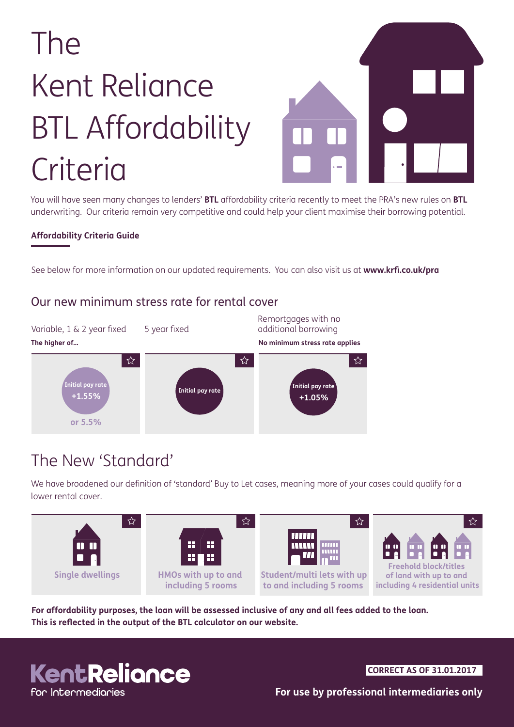# The Kent Reliance BTL Affordability Criteria

You will have seen many changes to lenders' **BTL** affordability criteria recently to meet the PRA's new rules on **BTL** underwriting. Our criteria remain very competitive and could help your client maximise their borrowing potential.

**Affordability Criteria Guide**

See below for more information on our updated requirements. You can also visit us at **www.krfi.co.uk/pra**

## Our new minimum stress rate for rental cover

| Variable, 1 & 2 year fixed | 5 year fixed | Remortgages with no additional borrowing |
|---|---|---|
| **The higher of...** | | **No minimum stress rate applies** |
| **Initial pay rate +1.55%** or 5.5% | **Initial pay rate** | **Initial pay rate +1.05%** |

## The New 'Standard'

We have broadened our definition of 'standard' Buy to Let cases, meaning more of your cases could qualify for a lower rental cover.

- **Single dwellings**
- **HMOs with up to and including 5 rooms**
- **Student/multi lets with up to and including 5 rooms**
- **Freehold block/titles of land with up to and including 4 residential units**

**For affordability purposes, the loan will be assessed inclusive of any and all fees added to the loan. This is reflected in the output of the BTL calculator on our website.**

KentReliance for Intermediaries

**CORRECT AS OF 31.01.2017**

**For use by professional intermediaries only**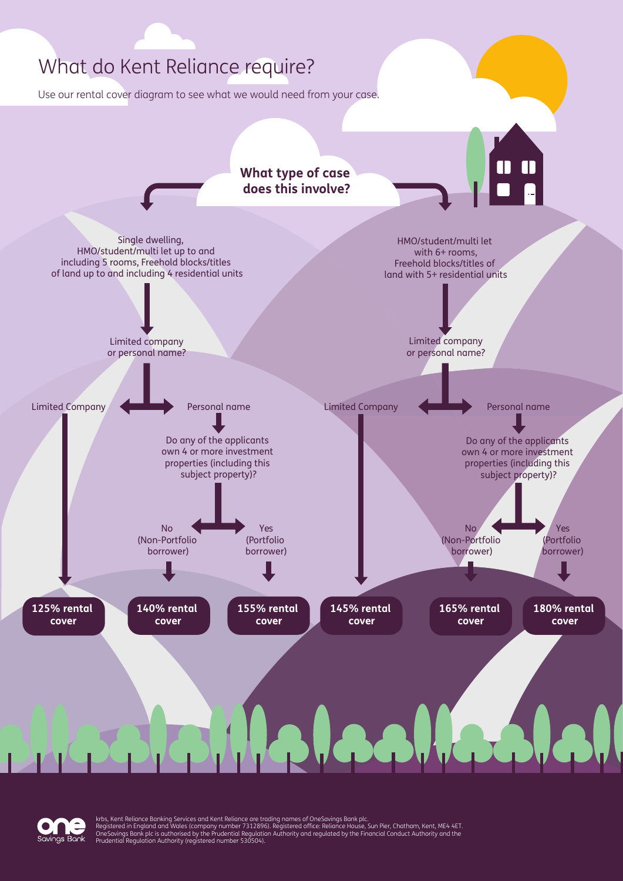# What do Kent Reliance require?

Use our rental cover diagram to see what we would need from your case.

**What type of case does this involve?**

Single dwelling, HMO/student/multi let up to and including 5 rooms, Freehold blocks/titles of land up to and including 4 residential units

Limited company or personal name?

Limited Company

**125% rental cover**

Personal name

Do any of the applicants own 4 or more investment properties (including this subject property)?

No (Non-Portfolio borrower)

**140% rental cover**

Yes (Portfolio borrower)

**155% rental cover**

HMO/student/multi let with 6+ rooms, Freehold blocks/titles of land with 5+ residential units

Limited company or personal name?

Limited Company

**145% rental cover**

Personal name

Do any of the applicants own 4 or more investment properties (including this subject property)?

No (Non-Portfolio borrower)

**165% rental cover**

Yes (Portfolio borrower)

**180% rental cover**

krbs, Kent Reliance Banking Services and Kent Reliance are trading names of OneSavings Bank plc.
Registered in England and Wales (company number 7312896). Registered office: Reliance House, Sun Pier, Chatham, Kent, ME4 4ET.
OneSavings Bank plc is authorised by the Prudential Regulation Authority and regulated by the Financial Conduct Authority and the Prudential Regulation Authority (registered number 530504).